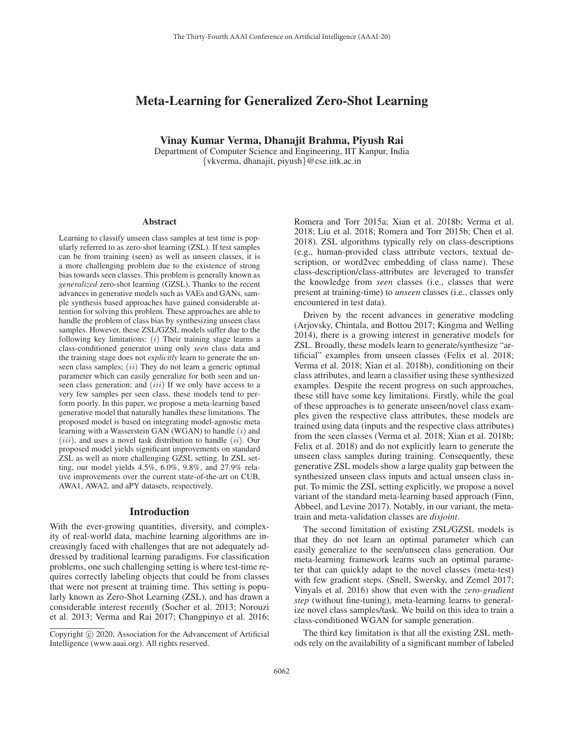# Meta-Learning for Generalized Zero-Shot Learning

**Vinay Kumar Verma, Dhanajit Brahma, Piyush Rai**

Department of Computer Science and Engineering, IIT Kanpur, India

{vkverma, dhanajit, piyush}@cse.iitk.ac.in

## Abstract

Learning to classify unseen class samples at test time is popularly referred to as zero-shot learning (ZSL). If test samples can be from training (seen) as well as unseen classes, it is a more challenging problem due to the existence of strong bias towards seen classes. This problem is generally known as *generalized* zero-shot learning (GZSL). Thanks to the recent advances in generative models such as VAEs and GANs, sample synthesis based approaches have gained considerable attention for solving this problem. These approaches are able to handle the problem of class bias by synthesizing unseen class samples. However, these ZSL/GZSL models suffer due to the following key limitations: $(i)$ Their training stage learns a class-conditioned generator using only *seen* class data and the training stage does not *explicitly* learn to generate the unseen class samples; $(ii)$ They do not learn a generic optimal parameter which can easily generalize for both seen and unseen class generation; and $(iii)$ If we only have access to a very few samples per seen class, these models tend to perform poorly. In this paper, we propose a meta-learning based generative model that naturally handles these limitations. The proposed model is based on integrating model-agnostic meta learning with a Wasserstein GAN (WGAN) to handle $(i)$ and $(iii)$, and uses a novel task distribution to handle $(ii)$. Our proposed model yields significant improvements on standard ZSL as well as more challenging GZSL setting. In ZSL setting, our model yields 4.5%, 6.0%, 9.8%, and 27.9% relative improvements over the current state-of-the-art on CUB, AWA1, AWA2, and aPY datasets, respectively.

## Introduction

With the ever-growing quantities, diversity, and complexity of real-world data, machine learning algorithms are increasingly faced with challenges that are not adequately addressed by traditional learning paradigms. For classification problems, one such challenging setting is where test-time requires correctly labeling objects that could be from classes that were not present at training time. This setting is popularly known as Zero-Shot Learning (ZSL), and has drawn a considerable interest recently (Socher et al. 2013; Norouzi et al. 2013; Verma and Rai 2017; Changpinyo et al. 2016; Romera and Torr 2015a; Xian et al. 2018b; Verma et al. 2018; Liu et al. 2018; Romera and Torr 2015b; Chen et al. 2018). ZSL algorithms typically rely on class-descriptions (e.g., human-provided class attribute vectors, textual description, or word2vec embedding of class name). These class-description/class-attributes are leveraged to transfer the knowledge from *seen* classes (i.e., classes that were present at training-time) to *unseen* classes (i.e., classes only encountered in test data).

Driven by the recent advances in generative modeling (Arjovsky, Chintala, and Bottou 2017; Kingma and Welling 2014), there is a growing interest in generative models for ZSL. Broadly, these models learn to generate/synthesize "artificial" examples from unseen classes (Felix et al. 2018; Verma et al. 2018; Xian et al. 2018b), conditioning on their class attributes, and learn a classifier using these synthesized examples. Despite the recent progress on such approaches, these still have some key limitations. Firstly, while the goal of these approaches is to generate unseen/novel class examples given the respective class attributes, these models are trained using data (inputs and the respective class attributes) from the seen classes (Verma et al. 2018; Xian et al. 2018b; Felix et al. 2018) and do not explicitly learn to generate the unseen class samples during training. Consequently, these generative ZSL models show a large quality gap between the synthesized unseen class inputs and actual unseen class input. To mimic the ZSL setting explicitly, we propose a novel variant of the standard meta-learning based approach (Finn, Abbeel, and Levine 2017). Notably, in our variant, the meta-train and meta-validation classes are *disjoint*.

The second limitation of existing ZSL/GZSL models is that they do not learn an optimal parameter which can easily generalize to the seen/unseen class generation. Our meta-learning framework learns such an optimal parameter that can quickly adapt to the novel classes (meta-test) with few gradient steps. (Snell, Swersky, and Zemel 2017; Vinyals et al. 2016) show that even with the *zero-gradient step* (without fine-tuning), meta-learning learns to generalize novel class samples/task. We build on this idea to train a class-conditioned WGAN for sample generation.

The third key limitation is that all the existing ZSL methods rely on the availability of a significant number of labeled

Copyright © 2020, Association for the Advancement of Artificial Intelligence (www.aaai.org). All rights reserved.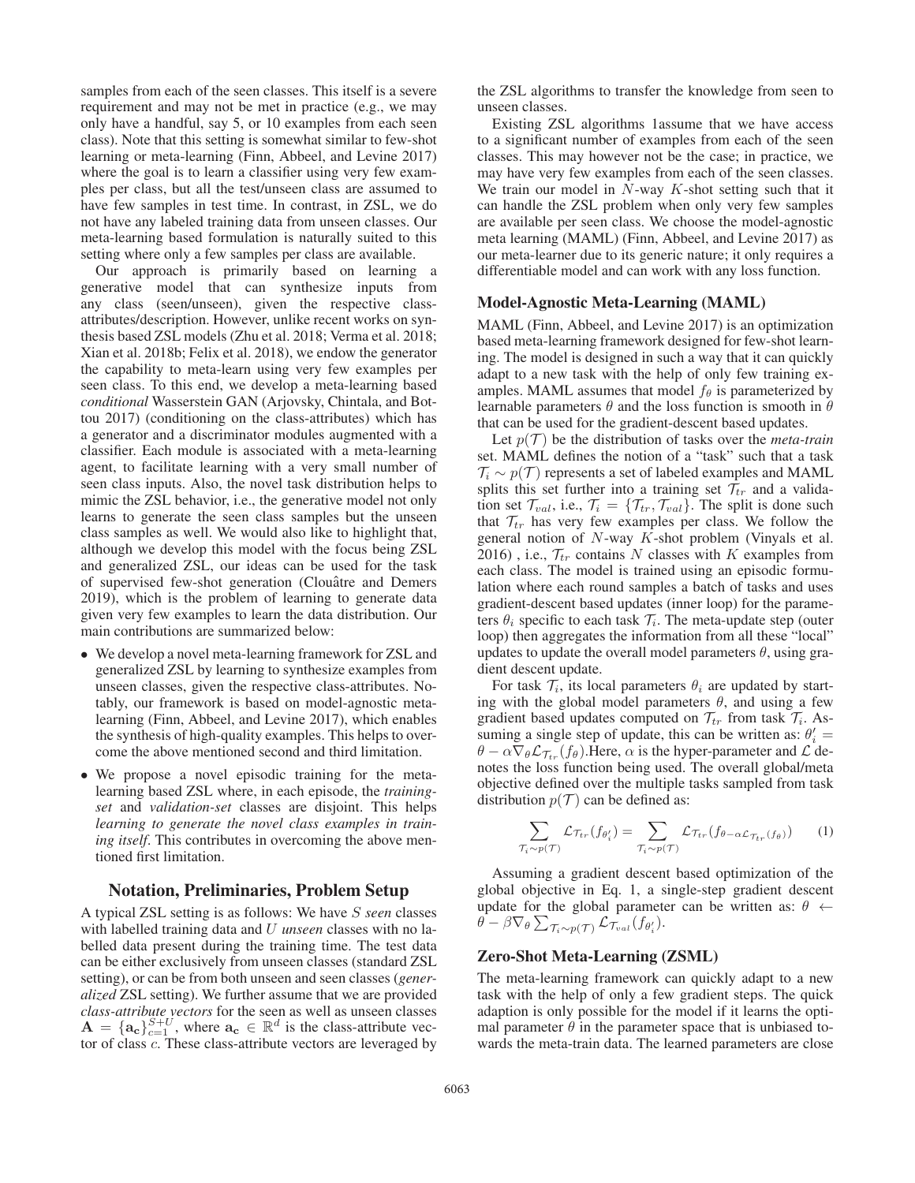samples from each of the seen classes. This itself is a severe requirement and may not be met in practice (e.g., we may only have a handful, say 5, or 10 examples from each seen class). Note that this setting is somewhat similar to few-shot learning or meta-learning (Finn, Abbeel, and Levine 2017) where the goal is to learn a classifier using very few examples per class, but all the test/unseen class are assumed to have few samples in test time. In contrast, in ZSL, we do not have any labeled training data from unseen classes. Our meta-learning based formulation is naturally suited to this setting where only a few samples per class are available.

Our approach is primarily based on learning a generative model that can synthesize inputs from any class (seen/unseen), given the respective class-attributes/description. However, unlike recent works on synthesis based ZSL models (Zhu et al. 2018; Verma et al. 2018; Xian et al. 2018b; Felix et al. 2018), we endow the generator the capability to meta-learn using very few examples per seen class. To this end, we develop a meta-learning based *conditional* Wasserstein GAN (Arjovsky, Chintala, and Bottou 2017) (conditioning on the class-attributes) which has a generator and a discriminator modules augmented with a classifier. Each module is associated with a meta-learning agent, to facilitate learning with a very small number of seen class inputs. Also, the novel task distribution helps to mimic the ZSL behavior, i.e., the generative model not only learns to generate the seen class samples but the unseen class samples as well. We would also like to highlight that, although we develop this model with the focus being ZSL and generalized ZSL, our ideas can be used for the task of supervised few-shot generation (Clouâtre and Demers 2019), which is the problem of learning to generate data given very few examples to learn the data distribution. Our main contributions are summarized below:

- We develop a novel meta-learning framework for ZSL and generalized ZSL by learning to synthesize examples from unseen classes, given the respective class-attributes. Notably, our framework is based on model-agnostic meta-learning (Finn, Abbeel, and Levine 2017), which enables the synthesis of high-quality examples. This helps to overcome the above mentioned second and third limitation.
- We propose a novel episodic training for the meta-learning based ZSL where, in each episode, the *training-set* and *validation-set* classes are disjoint. This helps *learning to generate the novel class examples in training itself*. This contributes in overcoming the above mentioned first limitation.

## Notation, Preliminaries, Problem Setup

A typical ZSL setting is as follows: We have $S$ *seen* classes with labelled training data and $U$ *unseen* classes with no labelled data present during the training time. The test data can be either exclusively from unseen classes (standard ZSL setting), or can be from both unseen and seen classes (*generalized* ZSL setting). We further assume that we are provided *class-attribute vectors* for the seen as well as unseen classes $\mathbf{A} = \{\mathbf{a_c}\}_{c=1}^{S+U}$, where $\mathbf{a_c} \in \mathbb{R}^d$ is the class-attribute vector of class $c$. These class-attribute vectors are leveraged by the ZSL algorithms to transfer the knowledge from seen to unseen classes.

Existing ZSL algorithms 1assume that we have access to a significant number of examples from each of the seen classes. This may however not be the case; in practice, we may have very few examples from each of the seen classes. We train our model in $N$-way $K$-shot setting such that it can handle the ZSL problem when only very few samples are available per seen class. We choose the model-agnostic meta learning (MAML) (Finn, Abbeel, and Levine 2017) as our meta-learner due to its generic nature; it only requires a differentiable model and can work with any loss function.

### Model-Agnostic Meta-Learning (MAML)

MAML (Finn, Abbeel, and Levine 2017) is an optimization based meta-learning framework designed for few-shot learning. The model is designed in such a way that it can quickly adapt to a new task with the help of only few training examples. MAML assumes that model $f_\theta$ is parameterized by learnable parameters $\theta$ and the loss function is smooth in $\theta$ that can be used for the gradient-descent based updates.

Let $p(\mathcal{T})$ be the distribution of tasks over the *meta-train* set. MAML defines the notion of a "task" such that a task $\mathcal{T}_i \sim p(\mathcal{T})$ represents a set of labeled examples and MAML splits this set further into a training set $\mathcal{T}_{tr}$ and a validation set $\mathcal{T}_{val}$, i.e., $\mathcal{T}_i = \{\mathcal{T}_{tr}, \mathcal{T}_{val}\}$. The split is done such that $\mathcal{T}_{tr}$ has very few examples per class. We follow the general notion of $N$-way $K$-shot problem (Vinyals et al. 2016) , i.e., $\mathcal{T}_{tr}$ contains $N$ classes with $K$ examples from each class. The model is trained using an episodic formulation where each round samples a batch of tasks and uses gradient-descent based updates (inner loop) for the parameters $\theta_i$ specific to each task $\mathcal{T}_i$. The meta-update step (outer loop) then aggregates the information from all these "local" updates to update the overall model parameters $\theta$, using gradient descent update.

For task $\mathcal{T}_i$, its local parameters $\theta_i$ are updated by starting with the global model parameters $\theta$, and using a few gradient based updates computed on $\mathcal{T}_{tr}$ from task $\mathcal{T}_i$. Assuming a single step of update, this can be written as: $\theta_i' = \theta - \alpha \nabla_\theta \mathcal{L}_{\mathcal{T}_{tr}}(f_\theta)$.Here, $\alpha$ is the hyper-parameter and $\mathcal{L}$ denotes the loss function being used. The overall global/meta objective defined over the multiple tasks sampled from task distribution $p(\mathcal{T})$ can be defined as:

$$\sum_{\mathcal{T}_i \sim p(\mathcal{T})} \mathcal{L}_{\mathcal{T}_{tr}}(f_{\theta_i'}) = \sum_{\mathcal{T}_i \sim p(\mathcal{T})} \mathcal{L}_{\mathcal{T}_{tr}}(f_{\theta - \alpha \mathcal{L}_{\mathcal{T}_{tr}}(f_\theta)}) \qquad (1)$$

Assuming a gradient descent based optimization of the global objective in Eq. 1, a single-step gradient descent update for the global parameter can be written as: $\theta \leftarrow \theta - \beta \nabla_\theta \sum_{\mathcal{T}_i \sim p(\mathcal{T})} \mathcal{L}_{\mathcal{T}_{val}}(f_{\theta_i'})$.

### Zero-Shot Meta-Learning (ZSML)

The meta-learning framework can quickly adapt to a new task with the help of only a few gradient steps. The quick adaption is only possible for the model if it learns the optimal parameter $\theta$ in the parameter space that is unbiased towards the meta-train data. The learned parameters are close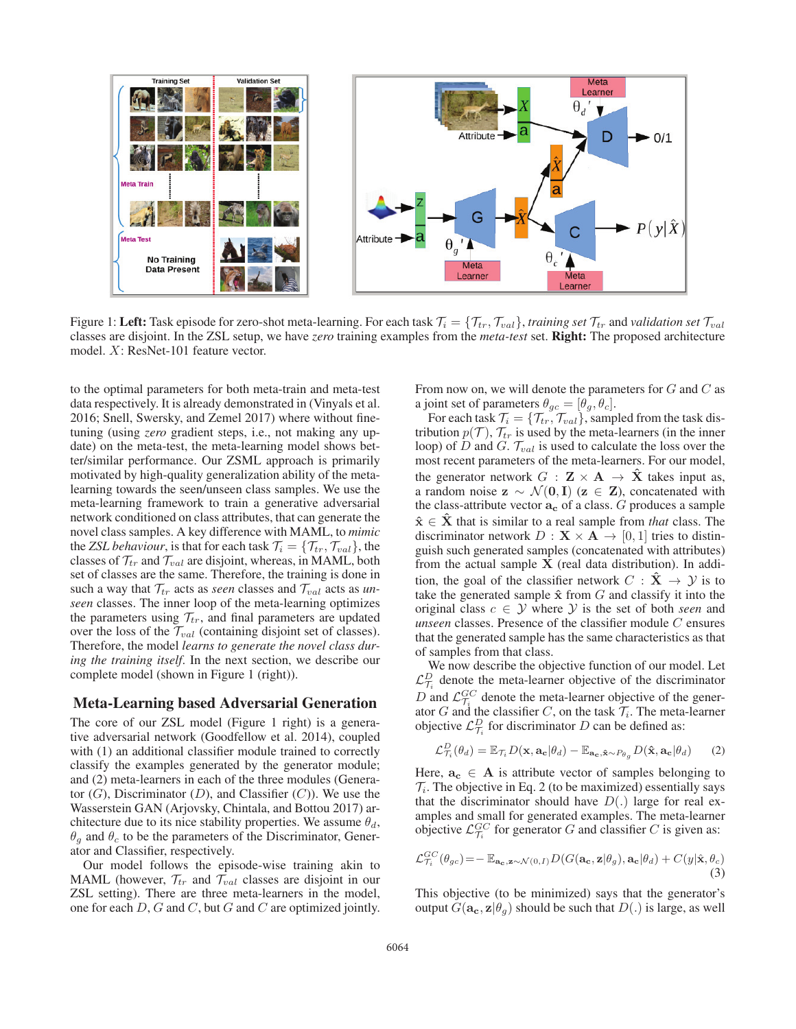Figure 1: **Left:** Task episode for zero-shot meta-learning. For each task $\mathcal{T}_i = \{\mathcal{T}_{tr}, \mathcal{T}_{val}\}$, *training set* $\mathcal{T}_{tr}$ and *validation set* $\mathcal{T}_{val}$ classes are disjoint. In the ZSL setup, we have *zero* training examples from the *meta-test* set. **Right:** The proposed architecture model. $X$: ResNet-101 feature vector.

to the optimal parameters for both meta-train and meta-test data respectively. It is already demonstrated in (Vinyals et al. 2016; Snell, Swersky, and Zemel 2017) where without fine-tuning (using *zero* gradient steps, i.e., not making any update) on the meta-test, the meta-learning model shows better/similar performance. Our ZSML approach is primarily motivated by high-quality generalization ability of the meta-learning towards the seen/unseen class samples. We use the meta-learning framework to train a generative adversarial network conditioned on class attributes, that can generate the novel class samples. A key difference with MAML, to *mimic* the *ZSL behaviour*, is that for each task $\mathcal{T}_i = \{\mathcal{T}_{tr}, \mathcal{T}_{val}\}$, the classes of $\mathcal{T}_{tr}$ and $\mathcal{T}_{val}$ are disjoint, whereas, in MAML, both set of classes are the same. Therefore, the training is done in such a way that $\mathcal{T}_{tr}$ acts as *seen* classes and $\mathcal{T}_{val}$ acts as *unseen* classes. The inner loop of the meta-learning optimizes the parameters using $\mathcal{T}_{tr}$, and final parameters are updated over the loss of the $\mathcal{T}_{val}$ (containing disjoint set of classes). Therefore, the model *learns to generate the novel class during the training itself*. In the next section, we describe our complete model (shown in Figure 1 (right)).

## Meta-Learning based Adversarial Generation

The core of our ZSL model (Figure 1 right) is a generative adversarial network (Goodfellow et al. 2014), coupled with (1) an additional classifier module trained to correctly classify the examples generated by the generator module; and (2) meta-learners in each of the three modules (Generator ($G$), Discriminator ($D$), and Classifier ($C$)). We use the Wasserstein GAN (Arjovsky, Chintala, and Bottou 2017) architecture due to its nice stability properties. We assume $\theta_d$, $\theta_g$ and $\theta_c$ to be the parameters of the Discriminator, Generator and Classifier, respectively.

Our model follows the episode-wise training akin to MAML (however, $\mathcal{T}_{tr}$ and $\mathcal{T}_{val}$ classes are disjoint in our ZSL setting). There are three meta-learners in the model, one for each $D$, $G$ and $C$, but $G$ and $C$ are optimized jointly. From now on, we will denote the parameters for $G$ and $C$ as a joint set of parameters $\theta_{gc} = [\theta_g, \theta_c]$.

For each task $\mathcal{T}_i = \{\mathcal{T}_{tr}, \mathcal{T}_{val}\}$, sampled from the task distribution $p(\mathcal{T})$, $\mathcal{T}_{tr}$ is used by the meta-learners (in the inner loop) of $D$ and $G$. $\mathcal{T}_{val}$ is used to calculate the loss over the most recent parameters of the meta-learners. For our model, the generator network $G : \mathbf{Z} \times \mathbf{A} \rightarrow \hat{\mathbf{X}}$ takes input as, a random noise $\mathbf{z} \sim \mathcal{N}(\mathbf{0}, \mathbf{I})$ ($\mathbf{z} \in \mathbf{Z}$), concatenated with the class-attribute vector $\mathbf{a_c}$ of a class. $G$ produces a sample $\hat{\mathbf{x}} \in \hat{\mathbf{X}}$ that is similar to a real sample from *that* class. The discriminator network $D : \mathbf{X} \times \mathbf{A} \rightarrow [0, 1]$ tries to distinguish such generated samples (concatenated with attributes) from the actual sample $\mathbf{X}$ (real data distribution). In addition, the goal of the classifier network $C : \hat{\mathbf{X}} \rightarrow \mathcal{Y}$ is to take the generated sample $\hat{\mathbf{x}}$ from $G$ and classify it into the original class $c \in \mathcal{Y}$ where $\mathcal{Y}$ is the set of both *seen* and *unseen* classes. Presence of the classifier module $C$ ensures that the generated sample has the same characteristics as that of samples from that class.

We now describe the objective function of our model. Let $\mathcal{L}^D_{\mathcal{T}_i}$ denote the meta-learner objective of the discriminator $D$ and $\mathcal{L}^{GC}_{\mathcal{T}_i}$ denote the meta-learner objective of the generator $G$ and the classifier $C$, on the task $\mathcal{T}_i$. The meta-learner objective $\mathcal{L}^D_{\mathcal{T}_i}$ for discriminator $D$ can be defined as:

$$\mathcal{L}^D_{\mathcal{T}_i}(\theta_d) = \mathbb{E}_{\mathcal{T}_i} D(\mathbf{x}, \mathbf{a_c}|\theta_d) - \mathbb{E}_{\mathbf{a_c}, \hat{\mathbf{x}} \sim P_{\theta_g}} D(\hat{\mathbf{x}}, \mathbf{a_c}|\theta_d) \tag{2}$$

Here, $\mathbf{a_c} \in \mathbf{A}$ is attribute vector of samples belonging to $\mathcal{T}_i$. The objective in Eq. 2 (to be maximized) essentially says that the discriminator should have $D(.)$ large for real examples and small for generated examples. The meta-learner objective $\mathcal{L}^{GC}_{\mathcal{T}_i}$ for generator $G$ and classifier $C$ is given as:

$$\mathcal{L}^{GC}_{\mathcal{T}_i}(\theta_{gc}) = -\mathbb{E}_{\mathbf{a_c}, \mathbf{z} \sim \mathcal{N}(0,I)} D(G(\mathbf{a_c}, \mathbf{z}|\theta_g), \mathbf{a_c}|\theta_d) + C(y|\hat{\mathbf{x}}, \theta_c) \tag{3}$$

This objective (to be minimized) says that the generator's output $G(\mathbf{a_c}, \mathbf{z}|\theta_g)$ should be such that $D(.)$ is large, as well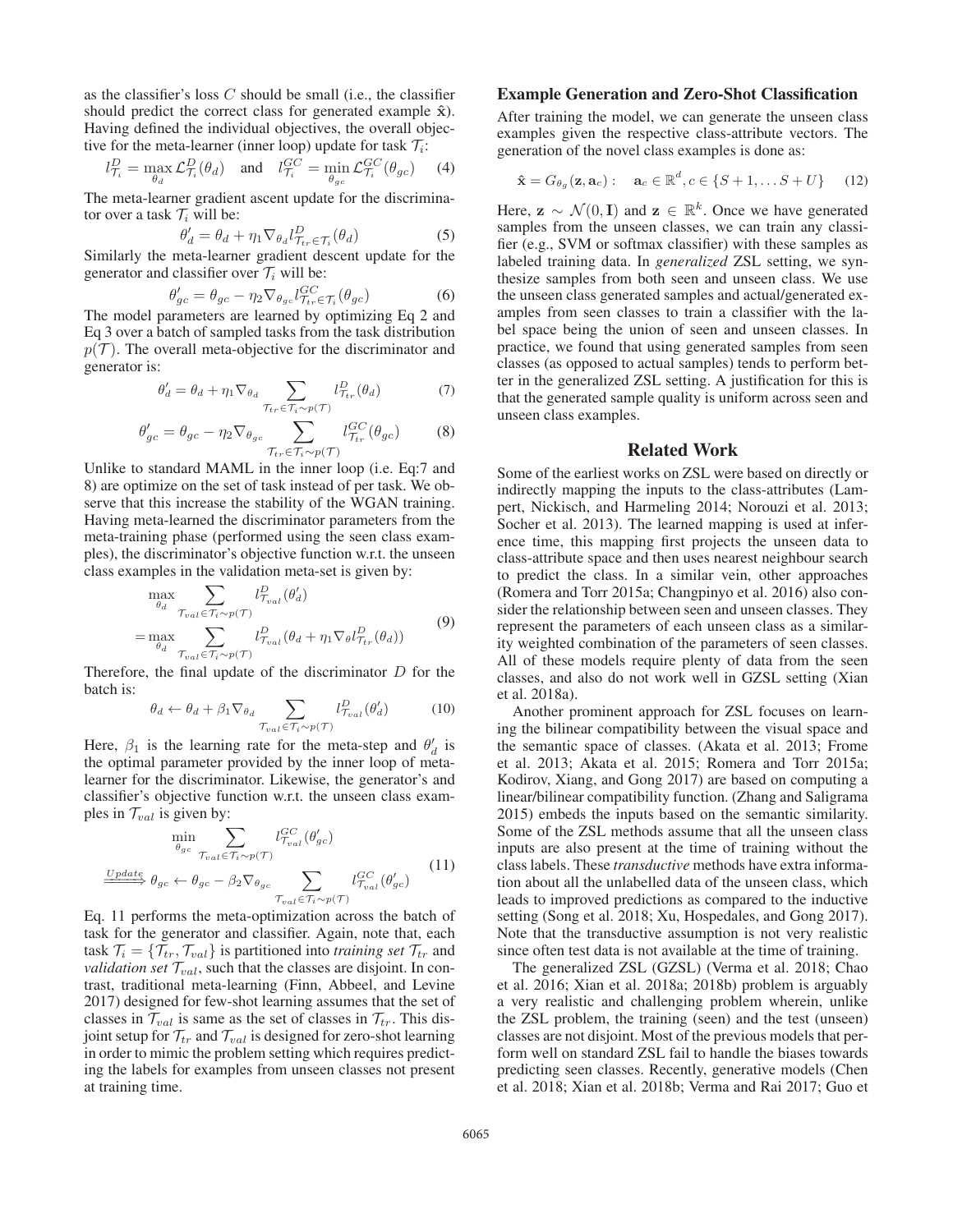as the classifier's loss $C$ should be small (i.e., the classifier should predict the correct class for generated example $\hat{\mathbf{x}}$). Having defined the individual objectives, the overall objective for the meta-learner (inner loop) update for task $\mathcal{T}_i$:

$$l^D_{\mathcal{T}_i} = \max_{\theta_d} \mathcal{L}^D_{\mathcal{T}_i}(\theta_d) \quad \text{and} \quad l^{GC}_{\mathcal{T}_i} = \min_{\theta_{gc}} \mathcal{L}^{GC}_{\mathcal{T}_i}(\theta_{gc}) \tag{4}$$

The meta-learner gradient ascent update for the discriminator over a task $\mathcal{T}_i$ will be:

$$\theta'_d = \theta_d + \eta_1 \nabla_{\theta_d} l^D_{\mathcal{T}_{tr} \in \mathcal{T}_i}(\theta_d) \tag{5}$$

Similarly the meta-learner gradient descent update for the generator and classifier over $\mathcal{T}_i$ will be:

$$\theta'_{gc} = \theta_{gc} - \eta_2 \nabla_{\theta_{gc}} l^{GC}_{\mathcal{T}_{tr} \in \mathcal{T}_i}(\theta_{gc}) \tag{6}$$

The model parameters are learned by optimizing Eq 2 and Eq 3 over a batch of sampled tasks from the task distribution $p(\mathcal{T})$. The overall meta-objective for the discriminator and generator is:

$$\theta'_d = \theta_d + \eta_1 \nabla_{\theta_d} \sum_{\mathcal{T}_{tr} \in \mathcal{T}_i \sim p(\mathcal{T})} l^D_{\mathcal{T}_{tr}}(\theta_d) \tag{7}$$

$$\theta'_{gc} = \theta_{gc} - \eta_2 \nabla_{\theta_{gc}} \sum_{\mathcal{T}_{tr} \in \mathcal{T}_i \sim p(\mathcal{T})} l^{GC}_{\mathcal{T}_{tr}}(\theta_{gc}) \tag{8}$$

Unlike to standard MAML in the inner loop (i.e. Eq:7 and 8) are optimize on the set of task instead of per task. We observe that this increase the stability of the WGAN training. Having meta-learned the discriminator parameters from the meta-training phase (performed using the seen class examples), the discriminator's objective function w.r.t. the unseen class examples in the validation meta-set is given by:

$$\begin{aligned} &\max_{\theta_d} \sum_{\mathcal{T}_{val} \in \mathcal{T}_i \sim p(\mathcal{T})} l^D_{\mathcal{T}_{val}}(\theta'_d) \\ &= \max_{\theta_d} \sum_{\mathcal{T}_{val} \in \mathcal{T}_i \sim p(\mathcal{T})} l^D_{\mathcal{T}_{val}}(\theta_d + \eta_1 \nabla_\theta l^D_{\mathcal{T}_{tr}}(\theta_d)) \end{aligned} \tag{9}$$

Therefore, the final update of the discriminator $D$ for the batch is:

$$\theta_d \leftarrow \theta_d + \beta_1 \nabla_{\theta_d} \sum_{\mathcal{T}_{val} \in \mathcal{T}_i \sim p(\mathcal{T})} l^D_{\mathcal{T}_{val}}(\theta'_d) \tag{10}$$

Here, $\beta_1$ is the learning rate for the meta-step and $\theta'_d$ is the optimal parameter provided by the inner loop of meta-learner for the discriminator. Likewise, the generator's and classifier's objective function w.r.t. the unseen class examples in $\mathcal{T}_{val}$ is given by:

$$\begin{aligned} &\min_{\theta_{gc}} \sum_{\mathcal{T}_{val} \in \mathcal{T}_i \sim p(\mathcal{T})} l^{GC}_{\mathcal{T}_{val}}(\theta'_{gc}) \\ &\xRightarrow{Update} \theta_{gc} \leftarrow \theta_{gc} - \beta_2 \nabla_{\theta_{gc}} \sum_{\mathcal{T}_{val} \in \mathcal{T}_i \sim p(\mathcal{T})} l^{GC}_{\mathcal{T}_{val}}(\theta'_{gc}) \end{aligned} \tag{11}$$

Eq. 11 performs the meta-optimization across the batch of task for the generator and classifier. Again, note that, each task $\mathcal{T}_i = \{\mathcal{T}_{tr}, \mathcal{T}_{val}\}$ is partitioned into *training set* $\mathcal{T}_{tr}$ and *validation set* $\mathcal{T}_{val}$, such that the classes are disjoint. In contrast, traditional meta-learning (Finn, Abbeel, and Levine 2017) designed for few-shot learning assumes that the set of classes in $\mathcal{T}_{val}$ is same as the set of classes in $\mathcal{T}_{tr}$. This disjoint setup for $\mathcal{T}_{tr}$ and $\mathcal{T}_{val}$ is designed for zero-shot learning in order to mimic the problem setting which requires predicting the labels for examples from unseen classes not present at training time.

### Example Generation and Zero-Shot Classification

After training the model, we can generate the unseen class examples given the respective class-attribute vectors. The generation of the novel class examples is done as:

$$\hat{\mathbf{x}} = G_{\theta_g}(\mathbf{z}, \mathbf{a}_c): \quad \mathbf{a}_c \in \mathbb{R}^d, c \in \{S+1, \dots S+U\} \tag{12}$$

Here, $\mathbf{z} \sim \mathcal{N}(0, \mathbf{I})$ and $\mathbf{z} \in \mathbb{R}^k$. Once we have generated samples from the unseen classes, we can train any classifier (e.g., SVM or softmax classifier) with these samples as labeled training data. In *generalized* ZSL setting, we synthesize samples from both seen and unseen class. We use the unseen class generated samples and actual/generated examples from seen classes to train a classifier with the label space being the union of seen and unseen classes. In practice, we found that using generated samples from seen classes (as opposed to actual samples) tends to perform better in the generalized ZSL setting. A justification for this is that the generated sample quality is uniform across seen and unseen class examples.

## Related Work

Some of the earliest works on ZSL were based on directly or indirectly mapping the inputs to the class-attributes (Lampert, Nickisch, and Harmeling 2014; Norouzi et al. 2013; Socher et al. 2013). The learned mapping is used at inference time, this mapping first projects the unseen data to class-attribute space and then uses nearest neighbour search to predict the class. In a similar vein, other approaches (Romera and Torr 2015a; Changpinyo et al. 2016) also consider the relationship between seen and unseen classes. They represent the parameters of each unseen class as a similarity weighted combination of the parameters of seen classes. All of these models require plenty of data from the seen classes, and also do not work well in GZSL setting (Xian et al. 2018a).

Another prominent approach for ZSL focuses on learning the bilinear compatibility between the visual space and the semantic space of classes. (Akata et al. 2013; Frome et al. 2013; Akata et al. 2015; Romera and Torr 2015a; Kodirov, Xiang, and Gong 2017) are based on computing a linear/bilinear compatibility function. (Zhang and Saligrama 2015) embeds the inputs based on the semantic similarity. Some of the ZSL methods assume that all the unseen class inputs are also present at the time of training without the class labels. These *transductive* methods have extra information about all the unlabelled data of the unseen class, which leads to improved predictions as compared to the inductive setting (Song et al. 2018; Xu, Hospedales, and Gong 2017). Note that the transductive assumption is not very realistic since often test data is not available at the time of training.

The generalized ZSL (GZSL) (Verma et al. 2018; Chao et al. 2016; Xian et al. 2018a; 2018b) problem is arguably a very realistic and challenging problem wherein, unlike the ZSL problem, the training (seen) and the test (unseen) classes are not disjoint. Most of the previous models that perform well on standard ZSL fail to handle the biases towards predicting seen classes. Recently, generative models (Chen et al. 2018; Xian et al. 2018b; Verma and Rai 2017; Guo et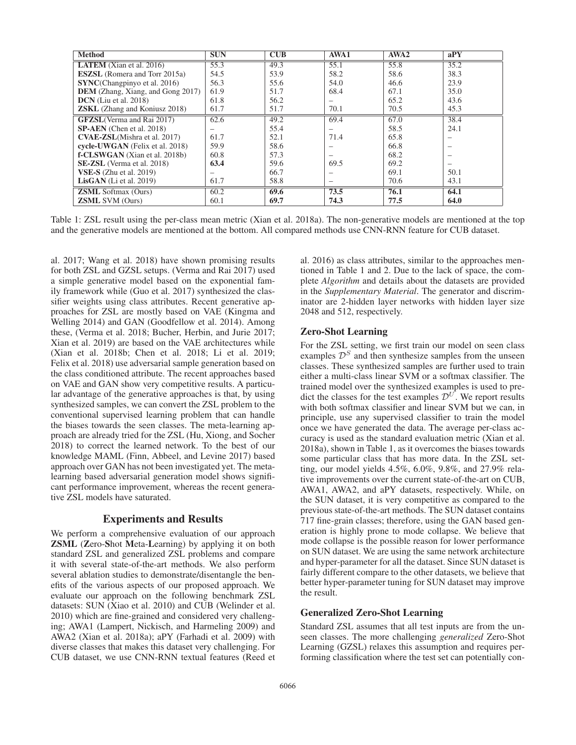| Method | SUN | CUB | AWA1 | AWA2 | aPY |
|---|---|---|---|---|---|
| **LATEM** (Xian et al. 2016) | 55.3 | 49.3 | 55.1 | 55.8 | 35.2 |
| **ESZSL** (Romera and Torr 2015a) | 54.5 | 53.9 | 58.2 | 58.6 | 38.3 |
| **SYNC**(Changpinyo et al. 2016) | 56.3 | 55.6 | 54.0 | 46.6 | 23.9 |
| **DEM** (Zhang, Xiang, and Gong 2017) | 61.9 | 51.7 | 68.4 | 67.1 | 35.0 |
| **DCN** (Liu et al. 2018) | 61.8 | 56.2 | – | 65.2 | 43.6 |
| **ZSKL** (Zhang and Koniusz 2018) | 61.7 | 51.7 | 70.1 | 70.5 | 45.3 |
| **GFZSL**(Verma and Rai 2017) | 62.6 | 49.2 | 69.4 | 67.0 | 38.4 |
| **SP-AEN** (Chen et al. 2018) | – | 55.4 | – | 58.5 | 24.1 |
| **CVAE-ZSL**(Mishra et al. 2017) | 61.7 | 52.1 | 71.4 | 65.8 | – |
| **cycle-UWGAN** (Felix et al. 2018) | 59.9 | 58.6 | – | 66.8 | – |
| **f-CLSWGAN** (Xian et al. 2018b) | 60.8 | 57.3 | – | 68.2 | – |
| **SE-ZSL** (Verma et al. 2018) | **63.4** | 59.6 | 69.5 | 69.2 | – |
| **VSE-S** (Zhu et al. 2019) | – | 66.7 | – | 69.1 | 50.1 |
| **LisGAN** (Li et al. 2019) | 61.7 | 58.8 | – | 70.6 | 43.1 |
| **ZSML** Softmax (Ours) | 60.2 | **69.6** | **73.5** | **76.1** | **64.1** |
| **ZSML** SVM (Ours) | 60.1 | **69.7** | **74.3** | **77.5** | **64.0** |

Table 1: ZSL result using the per-class mean metric (Xian et al. 2018a). The non-generative models are mentioned at the top and the generative models are mentioned at the bottom. All compared methods use CNN-RNN feature for CUB dataset.

al. 2017; Wang et al. 2018) have shown promising results for both ZSL and GZSL setups. (Verma and Rai 2017) used a simple generative model based on the exponential family framework while (Guo et al. 2017) synthesized the classifier weights using class attributes. Recent generative approaches for ZSL are mostly based on VAE (Kingma and Welling 2014) and GAN (Goodfellow et al. 2014). Among these, (Verma et al. 2018; Bucher, Herbin, and Jurie 2017; Xian et al. 2019) are based on the VAE architectures while (Xian et al. 2018b; Chen et al. 2018; Li et al. 2019; Felix et al. 2018) use adversarial sample generation based on the class conditioned attribute. The recent approaches based on VAE and GAN show very competitive results. A particular advantage of the generative approaches is that, by using synthesized samples, we can convert the ZSL problem to the conventional supervised learning problem that can handle the biases towards the seen classes. The meta-learning approach are already tried for the ZSL (Hu, Xiong, and Socher 2018) to correct the learned network. To the best of our knowledge MAML (Finn, Abbeel, and Levine 2017) based approach over GAN has not been investigated yet. The meta-learning based adversarial generation model shows significant performance improvement, whereas the recent generative ZSL models have saturated.

## Experiments and Results

We perform a comprehensive evaluation of our approach **ZSML** (**Z**ero-**S**hot **M**eta-**L**earning) by applying it on both standard ZSL and generalized ZSL problems and compare it with several state-of-the-art methods. We also perform several ablation studies to demonstrate/disentangle the benefits of the various aspects of our proposed approach. We evaluate our approach on the following benchmark ZSL datasets: SUN (Xiao et al. 2010) and CUB (Welinder et al. 2010) which are fine-grained and considered very challenging; AWA1 (Lampert, Nickisch, and Harmeling 2009) and AWA2 (Xian et al. 2018a); aPY (Farhadi et al. 2009) with diverse classes that makes this dataset very challenging. For CUB dataset, we use CNN-RNN textual features (Reed et al. 2016) as class attributes, similar to the approaches mentioned in Table 1 and 2. Due to the lack of space, the complete *Algorithm* and details about the datasets are provided in the *Supplementary Material*. The generator and discriminator are 2-hidden layer networks with hidden layer size 2048 and 512, respectively.

### Zero-Shot Learning

For the ZSL setting, we first train our model on seen class examples $\mathcal{D}^S$ and then synthesize samples from the unseen classes. These synthesized samples are further used to train either a multi-class linear SVM or a softmax classifier. The trained model over the synthesized examples is used to predict the classes for the test examples $\mathcal{D}^U$. We report results with both softmax classifier and linear SVM but we can, in principle, use any supervised classifier to train the model once we have generated the data. The average per-class accuracy is used as the standard evaluation metric (Xian et al. 2018a), shown in Table 1, as it overcomes the biases towards some particular class that has more data. In the ZSL setting, our model yields 4.5%, 6.0%, 9.8%, and 27.9% relative improvements over the current state-of-the-art on CUB, AWA1, AWA2, and aPY datasets, respectively. While, on the SUN dataset, it is very competitive as compared to the previous state-of-the-art methods. The SUN dataset contains 717 fine-grain classes; therefore, using the GAN based generation is highly prone to mode collapse. We believe that mode collapse is the possible reason for lower performance on SUN dataset. We are using the same network architecture and hyper-parameter for all the dataset. Since SUN dataset is fairly different compare to the other datasets, we believe that better hyper-parameter tuning for SUN dataset may improve the result.

### Generalized Zero-Shot Learning

Standard ZSL assumes that all test inputs are from the unseen classes. The more challenging *generalized* Zero-Shot Learning (GZSL) relaxes this assumption and requires performing classification where the test set can potentially con-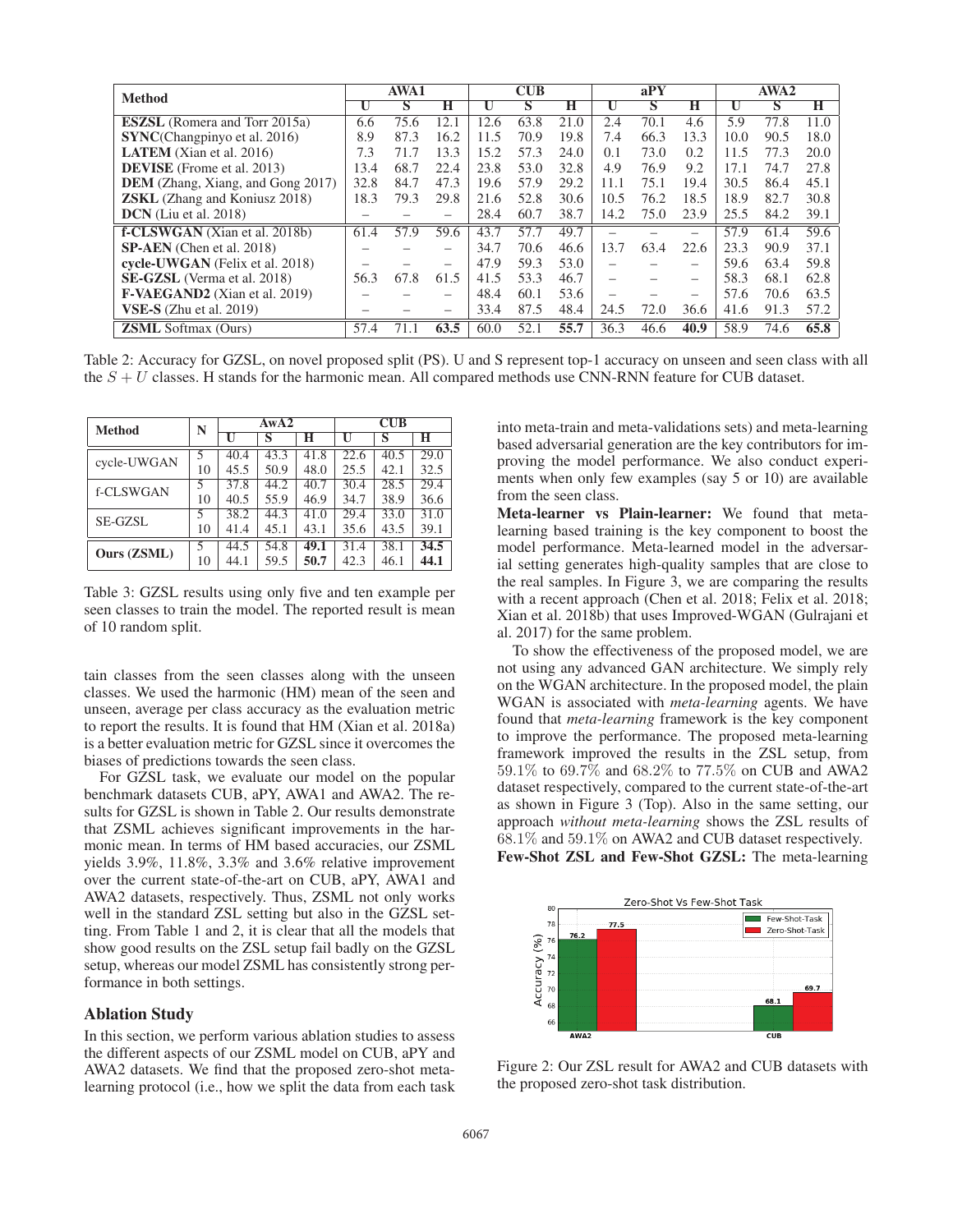| Method | AWA1 | | | CUB | | | aPY | | | AWA2 | | |
|---|---|---|---|---|---|---|---|---|---|---|---|---|
| | U | S | H | U | S | H | U | S | H | U | S | H |
| **ESZSL** (Romera and Torr 2015a) | 6.6 | 75.6 | 12.1 | 12.6 | 63.8 | 21.0 | 2.4 | 70.1 | 4.6 | 5.9 | 77.8 | 11.0 |
| **SYNC**(Changpinyo et al. 2016) | 8.9 | 87.3 | 16.2 | 11.5 | 70.9 | 19.8 | 7.4 | 66.3 | 13.3 | 10.0 | 90.5 | 18.0 |
| **LATEM** (Xian et al. 2016) | 7.3 | 71.7 | 13.3 | 15.2 | 57.3 | 24.0 | 0.1 | 73.0 | 0.2 | 11.5 | 77.3 | 20.0 |
| **DEVISE** (Frome et al. 2013) | 13.4 | 68.7 | 22.4 | 23.8 | 53.0 | 32.8 | 4.9 | 76.9 | 9.2 | 17.1 | 74.7 | 27.8 |
| **DEM** (Zhang, Xiang, and Gong 2017) | 32.8 | 84.7 | 47.3 | 19.6 | 57.9 | 29.2 | 11.1 | 75.1 | 19.4 | 30.5 | 86.4 | 45.1 |
| **ZSKL** (Zhang and Koniusz 2018) | 18.3 | 79.3 | 29.8 | 21.6 | 52.8 | 30.6 | 10.5 | 76.2 | 18.5 | 18.9 | 82.7 | 30.8 |
| **DCN** (Liu et al. 2018) | – | – | – | 28.4 | 60.7 | 38.7 | 14.2 | 75.0 | 23.9 | 25.5 | 84.2 | 39.1 |
| **f-CLSWGAN** (Xian et al. 2018b) | 61.4 | 57.9 | 59.6 | 43.7 | 57.7 | 49.7 | – | – | – | 57.9 | 61.4 | 59.6 |
| **SP-AEN** (Chen et al. 2018) | – | – | – | 34.7 | 70.6 | 46.6 | 13.7 | 63.4 | 22.6 | 23.3 | 90.9 | 37.1 |
| **cycle-UWGAN** (Felix et al. 2018) | – | – | – | 47.9 | 59.3 | 53.0 | – | – | – | 59.6 | 63.4 | 59.8 |
| **SE-GZSL** (Verma et al. 2018) | 56.3 | 67.8 | 61.5 | 41.5 | 53.3 | 46.7 | – | – | – | 58.3 | 68.1 | 62.8 |
| **F-VAEGAND2** (Xian et al. 2019) | – | – | – | 48.4 | 60.1 | 53.6 | – | – | – | 57.6 | 70.6 | 63.5 |
| **VSE-S** (Zhu et al. 2019) | – | – | – | 33.4 | 87.5 | 48.4 | 24.5 | 72.0 | 36.6 | 41.6 | 91.3 | 57.2 |
| **ZSML** Softmax (Ours) | 57.4 | 71.1 | **63.5** | 60.0 | 52.1 | **55.7** | 36.3 | 46.6 | **40.9** | 58.9 | 74.6 | **65.8** |

Table 2: Accuracy for GZSL, on novel proposed split (PS). U and S represent top-1 accuracy on unseen and seen class with all the $S + U$ classes. H stands for the harmonic mean. All compared methods use CNN-RNN feature for CUB dataset.

| Method | N | AwA2 | | | CUB | | |
|---|---|---|---|---|---|---|---|
| | | U | S | H | U | S | H |
| cycle-UWGAN | 5 | 40.4 | 43.3 | 41.8 | 22.6 | 40.5 | 29.0 |
| | 10 | 45.5 | 50.9 | 48.0 | 25.5 | 42.1 | 32.5 |
| f-CLSWGAN | 5 | 37.8 | 44.2 | 40.7 | 30.4 | 28.5 | 29.4 |
| | 10 | 40.5 | 55.9 | 46.9 | 34.7 | 38.9 | 36.6 |
| SE-GZSL | 5 | 38.2 | 44.3 | 41.0 | 29.4 | 33.0 | 31.0 |
| | 10 | 41.4 | 45.1 | 43.1 | 35.6 | 43.5 | 39.1 |
| **Ours (ZSML)** | 5 | 44.5 | 54.8 | **49.1** | 31.4 | 38.1 | **34.5** |
| | 10 | 44.1 | 59.5 | **50.7** | 42.3 | 46.1 | **44.1** |

Table 3: GZSL results using only five and ten example per seen classes to train the model. The reported result is mean of 10 random split.

tain classes from the seen classes along with the unseen classes. We used the harmonic (HM) mean of the seen and unseen, average per class accuracy as the evaluation metric to report the results. It is found that HM (Xian et al. 2018a) is a better evaluation metric for GZSL since it overcomes the biases of predictions towards the seen class.

For GZSL task, we evaluate our model on the popular benchmark datasets CUB, aPY, AWA1 and AWA2. The results for GZSL is shown in Table 2. Our results demonstrate that ZSML achieves significant improvements in the harmonic mean. In terms of HM based accuracies, our ZSML yields 3.9%, 11.8%, 3.3% and 3.6% relative improvement over the current state-of-the-art on CUB, aPY, AWA1 and AWA2 datasets, respectively. Thus, ZSML not only works well in the standard ZSL setting but also in the GZSL setting. From Table 1 and 2, it is clear that all the models that show good results on the ZSL setup fail badly on the GZSL setup, whereas our model ZSML has consistently strong performance in both settings.

## Ablation Study

In this section, we perform various ablation studies to assess the different aspects of our ZSML model on CUB, aPY and AWA2 datasets. We find that the proposed zero-shot meta-learning protocol (i.e., how we split the data from each task into meta-train and meta-validations sets) and meta-learning based adversarial generation are the key contributors for improving the model performance. We also conduct experiments when only few examples (say 5 or 10) are available from the seen class.

**Meta-learner vs Plain-learner:** We found that meta-learning based training is the key component to boost the model performance. Meta-learned model in the adversarial setting generates high-quality samples that are close to the real samples. In Figure 3, we are comparing the results with a recent approach (Chen et al. 2018; Felix et al. 2018; Xian et al. 2018b) that uses Improved-WGAN (Gulrajani et al. 2017) for the same problem.

To show the effectiveness of the proposed model, we are not using any advanced GAN architecture. We simply rely on the WGAN architecture. In the proposed model, the plain WGAN is associated with *meta-learning* agents. We have found that *meta-learning* framework is the key component to improve the performance. The proposed meta-learning framework improved the results in the ZSL setup, from 59.1% to 69.7% and 68.2% to 77.5% on CUB and AWA2 dataset respectively, compared to the current state-of-the-art as shown in Figure 3 (Top). Also in the same setting, our approach *without meta-learning* shows the ZSL results of 68.1% and 59.1% on AWA2 and CUB dataset respectively.

**Few-Shot ZSL and Few-Shot GZSL:** The meta-learning

Figure 2: Our ZSL result for AWA2 and CUB datasets with the proposed zero-shot task distribution.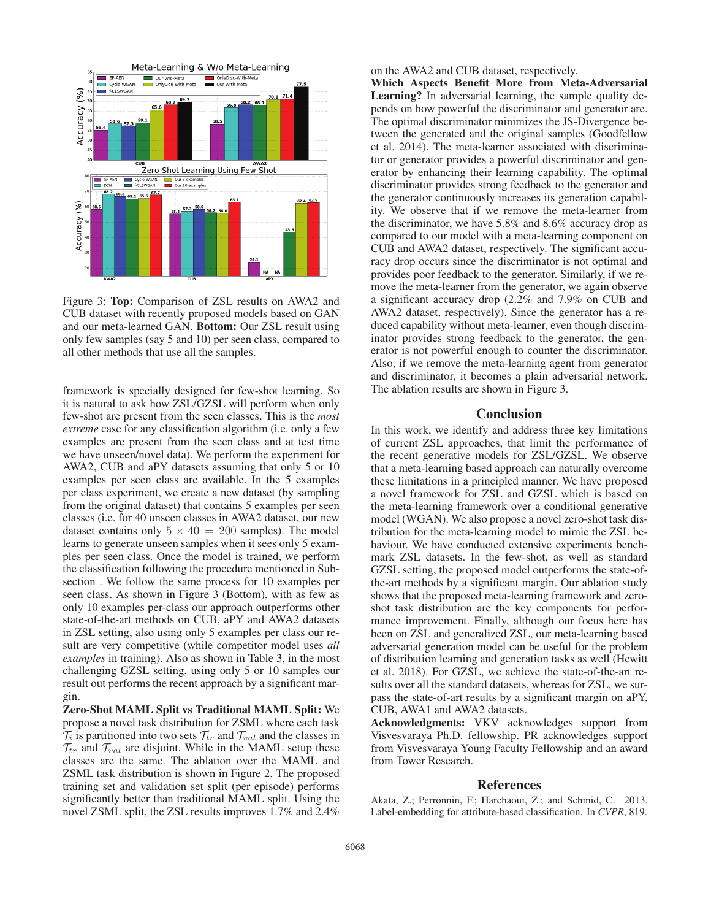Figure 3: **Top:** Comparison of ZSL results on AWA2 and CUB dataset with recently proposed models based on GAN and our meta-learned GAN. **Bottom:** Our ZSL result using only few samples (say 5 and 10) per seen class, compared to all other methods that use all the samples.

framework is specially designed for few-shot learning. So it is natural to ask how ZSL/GZSL will perform when only few-shot are present from the seen classes. This is the *most extreme* case for any classification algorithm (i.e. only a few examples are present from the seen class and at test time we have unseen/novel data). We perform the experiment for AWA2, CUB and aPY datasets assuming that only 5 or 10 examples per seen class are available. In the 5 examples per class experiment, we create a new dataset (by sampling from the original dataset) that contains 5 examples per seen classes (i.e. for 40 unseen classes in AWA2 dataset, our new dataset contains only $5 \times 40 = 200$ samples). The model learns to generate unseen samples when it sees only 5 examples per seen class. Once the model is trained, we perform the classification following the procedure mentioned in Subsection . We follow the same process for 10 examples per seen class. As shown in Figure 3 (Bottom), with as few as only 10 examples per-class our approach outperforms other state-of-the-art methods on CUB, aPY and AWA2 datasets in ZSL setting, also using only 5 examples per class our result are very competitive (while competitor model uses *all examples* in training). Also as shown in Table 3, in the most challenging GZSL setting, using only 5 or 10 samples our result out performs the recent approach by a significant margin.

**Zero-Shot MAML Split vs Traditional MAML Split:** We propose a novel task distribution for ZSML where each task $\mathcal{T}_i$ is partitioned into two sets $\mathcal{T}_{tr}$ and $\mathcal{T}_{val}$ and the classes in $\mathcal{T}_{tr}$ and $\mathcal{T}_{val}$ are disjoint. While in the MAML setup these classes are the same. The ablation over the MAML and ZSML task distribution is shown in Figure 2. The proposed training set and validation set split (per episode) performs significantly better than traditional MAML split. Using the novel ZSML split, the ZSL results improves 1.7% and 2.4% on the AWA2 and CUB dataset, respectively.

**Which Aspects Benefit More from Meta-Adversarial Learning?** In adversarial learning, the sample quality depends on how powerful the discriminator and generator are. The optimal discriminator minimizes the JS-Divergence between the generated and the original samples (Goodfellow et al. 2014). The meta-learner associated with discriminator or generator provides a powerful discriminator and generator by enhancing their learning capability. The optimal discriminator provides strong feedback to the generator and the generator continuously increases its generation capability. We observe that if we remove the meta-learner from the discriminator, we have 5.8% and 8.6% accuracy drop as compared to our model with a meta-learning component on CUB and AWA2 dataset, respectively. The significant accuracy drop occurs since the discriminator is not optimal and provides poor feedback to the generator. Similarly, if we remove the meta-learner from the generator, we again observe a significant accuracy drop (2.2% and 7.9% on CUB and AWA2 dataset, respectively). Since the generator has a reduced capability without meta-learner, even though discriminator provides strong feedback to the generator, the generator is not powerful enough to counter the discriminator. Also, if we remove the meta-learning agent from generator and discriminator, it becomes a plain adversarial network. The ablation results are shown in Figure 3.

## Conclusion

In this work, we identify and address three key limitations of current ZSL approaches, that limit the performance of the recent generative models for ZSL/GZSL. We observe that a meta-learning based approach can naturally overcome these limitations in a principled manner. We have proposed a novel framework for ZSL and GZSL which is based on the meta-learning framework over a conditional generative model (WGAN). We also propose a novel zero-shot task distribution for the meta-learning model to mimic the ZSL behaviour. We have conducted extensive experiments benchmark ZSL datasets. In the few-shot, as well as standard GZSL setting, the proposed model outperforms the state-of-the-art methods by a significant margin. Our ablation study shows that the proposed meta-learning framework and zero-shot task distribution are the key components for performance improvement. Finally, although our focus here has been on ZSL and generalized ZSL, our meta-learning based adversarial generation model can be useful for the problem of distribution learning and generation tasks as well (Hewitt et al. 2018). For GZSL, we achieve the state-of-the-art results over all the standard datasets, whereas for ZSL, we surpass the state-of-art results by a significant margin on aPY, CUB, AWA1 and AWA2 datasets.

**Acknowledgments:** VKV acknowledges support from Visvesvaraya Ph.D. fellowship. PR acknowledges support from Visvesvaraya Young Faculty Fellowship and an award from Tower Research.

## References

Akata, Z.; Perronnin, F.; Harchaoui, Z.; and Schmid, C. 2013. Label-embedding for attribute-based classification. In *CVPR*, 819.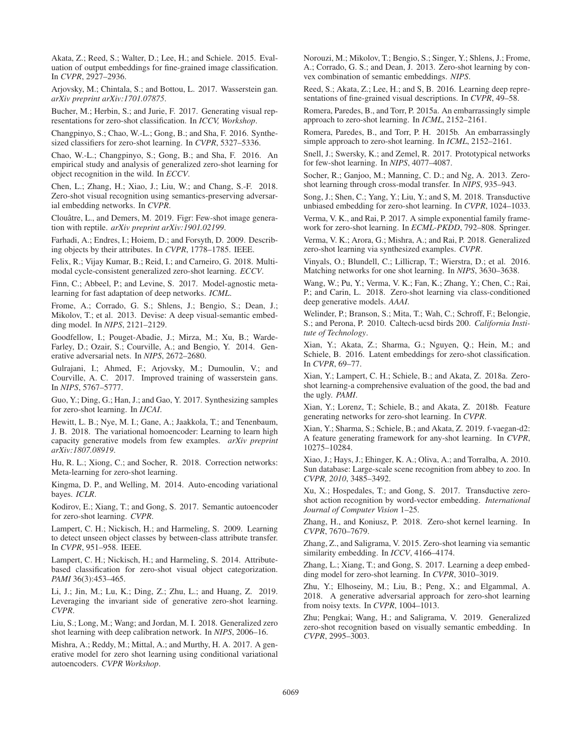Akata, Z.; Reed, S.; Walter, D.; Lee, H.; and Schiele. 2015. Evaluation of output embeddings for fine-grained image classification. In *CVPR*, 2927–2936.

Arjovsky, M.; Chintala, S.; and Bottou, L. 2017. Wasserstein gan. *arXiv preprint arXiv:1701.07875*.

Bucher, M.; Herbin, S.; and Jurie, F. 2017. Generating visual representations for zero-shot classification. In *ICCV, Workshop*.

Changpinyo, S.; Chao, W.-L.; Gong, B.; and Sha, F. 2016. Synthesized classifiers for zero-shot learning. In *CVPR*, 5327–5336.

Chao, W.-L.; Changpinyo, S.; Gong, B.; and Sha, F. 2016. An empirical study and analysis of generalized zero-shot learning for object recognition in the wild. In *ECCV*.

Chen, L.; Zhang, H.; Xiao, J.; Liu, W.; and Chang, S.-F. 2018. Zero-shot visual recognition using semantics-preserving adversarial embedding networks. In *CVPR*.

Clouâtre, L., and Demers, M. 2019. Figr: Few-shot image generation with reptile. *arXiv preprint arXiv:1901.02199*.

Farhadi, A.; Endres, I.; Hoiem, D.; and Forsyth, D. 2009. Describing objects by their attributes. In *CVPR*, 1778–1785. IEEE.

Felix, R.; Vijay Kumar, B.; Reid, I.; and Carneiro, G. 2018. Multi-modal cycle-consistent generalized zero-shot learning. *ECCV*.

Finn, C.; Abbeel, P.; and Levine, S. 2017. Model-agnostic meta-learning for fast adaptation of deep networks. *ICML*.

Frome, A.; Corrado, G. S.; Shlens, J.; Bengio, S.; Dean, J.; Mikolov, T.; et al. 2013. Devise: A deep visual-semantic embedding model. In *NIPS*, 2121–2129.

Goodfellow, I.; Pouget-Abadie, J.; Mirza, M.; Xu, B.; Warde-Farley, D.; Ozair, S.; Courville, A.; and Bengio, Y. 2014. Generative adversarial nets. In *NIPS*, 2672–2680.

Gulrajani, I.; Ahmed, F.; Arjovsky, M.; Dumoulin, V.; and Courville, A. C. 2017. Improved training of wasserstein gans. In *NIPS*, 5767–5777.

Guo, Y.; Ding, G.; Han, J.; and Gao, Y. 2017. Synthesizing samples for zero-shot learning. In *IJCAI*.

Hewitt, L. B.; Nye, M. I.; Gane, A.; Jaakkola, T.; and Tenenbaum, J. B. 2018. The variational homoencoder: Learning to learn high capacity generative models from few examples. *arXiv preprint arXiv:1807.08919*.

Hu, R. L.; Xiong, C.; and Socher, R. 2018. Correction networks: Meta-learning for zero-shot learning.

Kingma, D. P., and Welling, M. 2014. Auto-encoding variational bayes. *ICLR*.

Kodirov, E.; Xiang, T.; and Gong, S. 2017. Semantic autoencoder for zero-shot learning. *CVPR*.

Lampert, C. H.; Nickisch, H.; and Harmeling, S. 2009. Learning to detect unseen object classes by between-class attribute transfer. In *CVPR*, 951–958. IEEE.

Lampert, C. H.; Nickisch, H.; and Harmeling, S. 2014. Attribute-based classification for zero-shot visual object categorization. *PAMI* 36(3):453–465.

Li, J.; Jin, M.; Lu, K.; Ding, Z.; Zhu, L.; and Huang, Z. 2019. Leveraging the invariant side of generative zero-shot learning. *CVPR*.

Liu, S.; Long, M.; Wang; and Jordan, M. I. 2018. Generalized zero shot learning with deep calibration network. In *NIPS*, 2006–16.

Mishra, A.; Reddy, M.; Mittal, A.; and Murthy, H. A. 2017. A generative model for zero shot learning using conditional variational autoencoders. *CVPR Workshop*.

Norouzi, M.; Mikolov, T.; Bengio, S.; Singer, Y.; Shlens, J.; Frome, A.; Corrado, G. S.; and Dean, J. 2013. Zero-shot learning by convex combination of semantic embeddings. *NIPS*.

Reed, S.; Akata, Z.; Lee, H.; and S, B. 2016. Learning deep representations of fine-grained visual descriptions. In *CVPR*, 49–58.

Romera, Paredes, B., and Torr, P. 2015a. An embarrassingly simple approach to zero-shot learning. In *ICML*, 2152–2161.

Romera, Paredes, B., and Torr, P. H. 2015b. An embarrassingly simple approach to zero-shot learning. In *ICML*, 2152–2161.

Snell, J.; Swersky, K.; and Zemel, R. 2017. Prototypical networks for few-shot learning. In *NIPS*, 4077–4087.

Socher, R.; Ganjoo, M.; Manning, C. D.; and Ng, A. 2013. Zero-shot learning through cross-modal transfer. In *NIPS*, 935–943.

Song, J.; Shen, C.; Yang, Y.; Liu, Y.; and S, M. 2018. Transductive unbiased embedding for zero-shot learning. In *CVPR*, 1024–1033.

Verma, V. K., and Rai, P. 2017. A simple exponential family framework for zero-shot learning. In *ECML-PKDD*, 792–808. Springer.

Verma, V. K.; Arora, G.; Mishra, A.; and Rai, P. 2018. Generalized zero-shot learning via synthesized examples. *CVPR*.

Vinyals, O.; Blundell, C.; Lillicrap, T.; Wierstra, D.; et al. 2016. Matching networks for one shot learning. In *NIPS*, 3630–3638.

Wang, W.; Pu, Y.; Verma, V. K.; Fan, K.; Zhang, Y.; Chen, C.; Rai, P.; and Carin, L. 2018. Zero-shot learning via class-conditioned deep generative models. *AAAI*.

Welinder, P.; Branson, S.; Mita, T.; Wah, C.; Schroff, F.; Belongie, S.; and Perona, P. 2010. Caltech-ucsd birds 200. *California Institute of Technology*.

Xian, Y.; Akata, Z.; Sharma, G.; Nguyen, Q.; Hein, M.; and Schiele, B. 2016. Latent embeddings for zero-shot classification. In *CVPR*, 69–77.

Xian, Y.; Lampert, C. H.; Schiele, B.; and Akata, Z. 2018a. Zero-shot learning-a comprehensive evaluation of the good, the bad and the ugly. *PAMI*.

Xian, Y.; Lorenz, T.; Schiele, B.; and Akata, Z. 2018b. Feature generating networks for zero-shot learning. In *CVPR*.

Xian, Y.; Sharma, S.; Schiele, B.; and Akata, Z. 2019. f-vaegan-d2: A feature generating framework for any-shot learning. In *CVPR*, 10275–10284.

Xiao, J.; Hays, J.; Ehinger, K. A.; Oliva, A.; and Torralba, A. 2010. Sun database: Large-scale scene recognition from abbey to zoo. In *CVPR, 2010*, 3485–3492.

Xu, X.; Hospedales, T.; and Gong, S. 2017. Transductive zero-shot action recognition by word-vector embedding. *International Journal of Computer Vision* 1–25.

Zhang, H., and Koniusz, P. 2018. Zero-shot kernel learning. In *CVPR*, 7670–7679.

Zhang, Z., and Saligrama, V. 2015. Zero-shot learning via semantic similarity embedding. In *ICCV*, 4166–4174.

Zhang, L.; Xiang, T.; and Gong, S. 2017. Learning a deep embedding model for zero-shot learning. In *CVPR*, 3010–3019.

Zhu, Y.; Elhoseiny, M.; Liu, B.; Peng, X.; and Elgammal, A. 2018. A generative adversarial approach for zero-shot learning from noisy texts. In *CVPR*, 1004–1013.

Zhu; Pengkai; Wang, H.; and Saligrama, V. 2019. Generalized zero-shot recognition based on visually semantic embedding. In *CVPR*, 2995–3003.